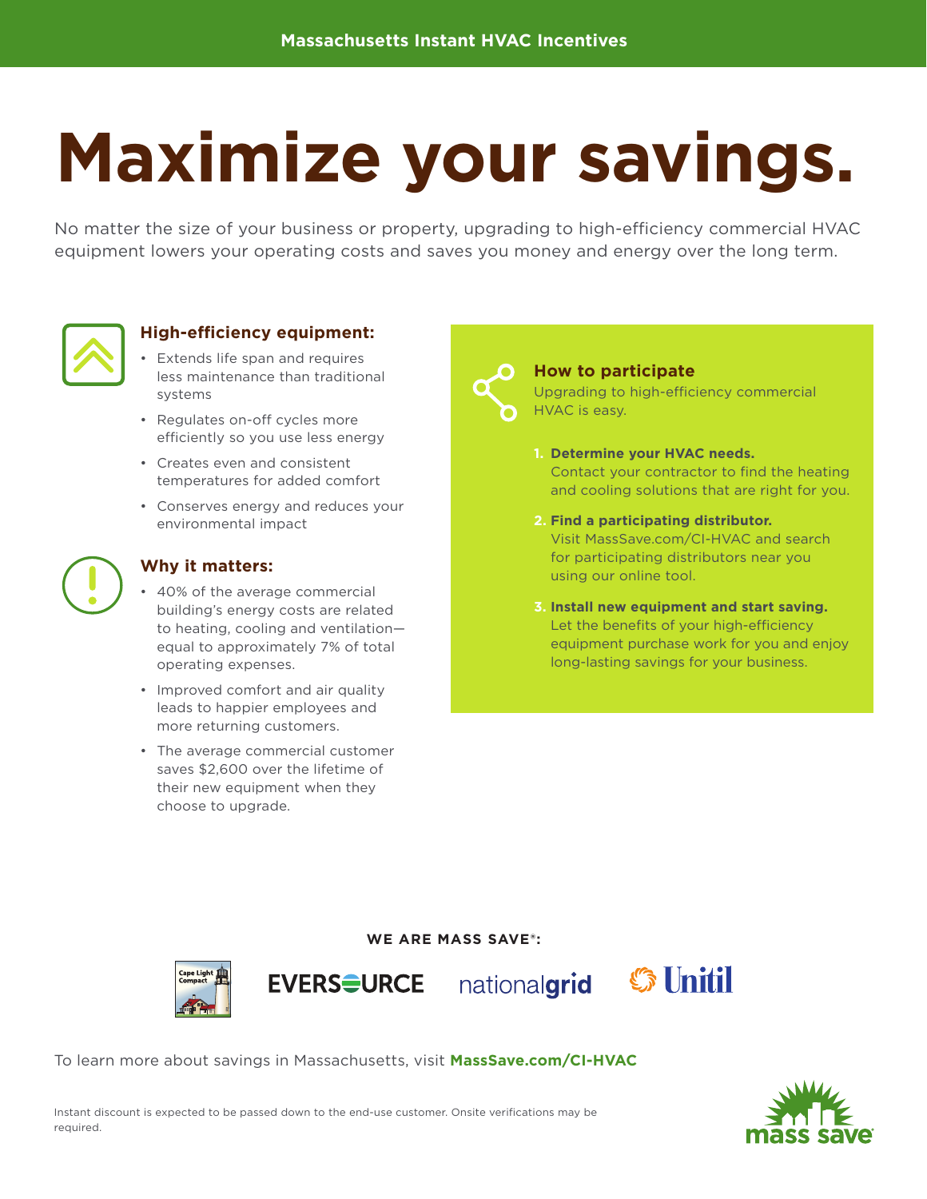Massachusetts Instant HVAC Incentives

# Maximize your savings.

No matter the size of your business or property, upgrading to high-efficiency commercial HVAC equipment lowers your operating costs and saves you money and energy over the long term.

## High-efficiency equipment:

- Extends life span and requires less maintenance than traditional systems
- Regulates on-off cycles more efficiently so you use less energy
- Creates even and consistent temperatures for added comfort
- Conserves energy and reduces your environmental impact

## Why it matters:

- 40% of the average commercial building's energy costs are related to heating, cooling and ventilation—equal to approximately 7% of total operating expenses.
- Improved comfort and air quality leads to happier employees and more returning customers.
- The average commercial customer saves $2,600 over the lifetime of their new equipment when they choose to upgrade.

## How to participate

Upgrading to high-efficiency commercial HVAC is easy.

1. **Determine your HVAC needs.** Contact your contractor to find the heating and cooling solutions that are right for you.
2. **Find a participating distributor.** Visit MassSave.com/CI-HVAC and search for participating distributors near you using our online tool.
3. **Install new equipment and start saving.** Let the benefits of your high-efficiency equipment purchase work for you and enjoy long-lasting savings for your business.

**WE ARE MASS SAVE®:**

Cape Light Compact | EVERSOURCE | nationalgrid | Unitil

To learn more about savings in Massachusetts, visit **MassSave.com/CI-HVAC**

Instant discount is expected to be passed down to the end-use customer. Onsite verifications may be required.

mass save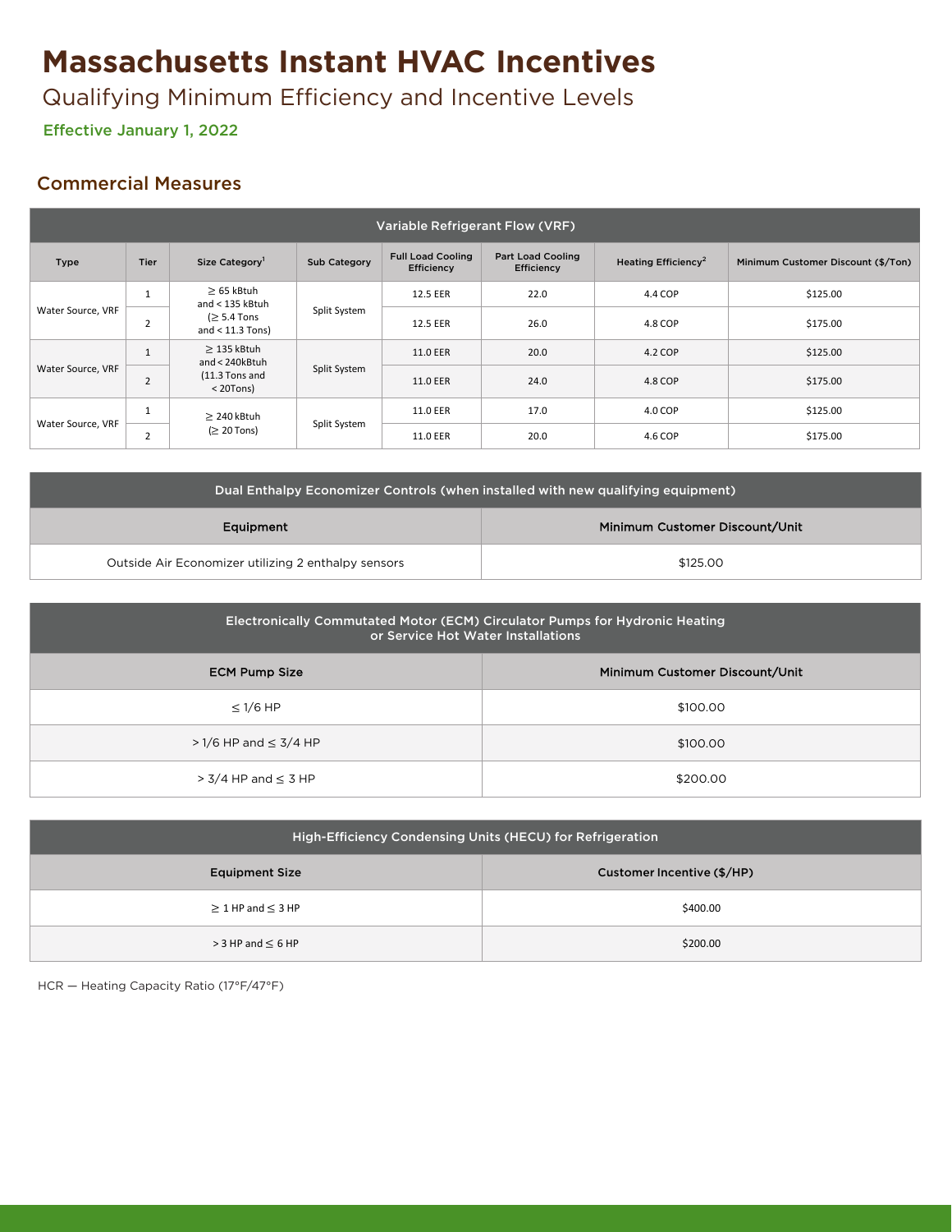# Massachusetts Instant HVAC Incentives

Qualifying Minimum Efficiency and Incentive Levels

**Effective January 1, 2022**

## Commercial Measures

| Variable Refrigerant Flow (VRF) | | | | | | | |
|---|---|---|---|---|---|---|---|
| Type | Tier | Size Category[1] | Sub Category | Full Load Cooling Efficiency | Part Load Cooling Efficiency | Heating Efficiency[2] | Minimum Customer Discount ($/Ton) |
| Water Source, VRF | 1 | ≥ 65 kBtuh and < 135 kBtuh (≥ 5.4 Tons and < 11.3 Tons) | Split System | 12.5 EER | 22.0 | 4.4 COP | $125.00 |
| | 2 | | | 12.5 EER | 26.0 | 4.8 COP | $175.00 |
| Water Source, VRF | 1 | ≥ 135 kBtuh and < 240kBtuh (11.3 Tons and < 20Tons) | Split System | 11.0 EER | 20.0 | 4.2 COP | $125.00 |
| | 2 | | | 11.0 EER | 24.0 | 4.8 COP | $175.00 |
| Water Source, VRF | 1 | ≥ 240 kBtuh (≥ 20 Tons) | Split System | 11.0 EER | 17.0 | 4.0 COP | $125.00 |
| | 2 | | | 11.0 EER | 20.0 | 4.6 COP | $175.00 |

| Dual Enthalpy Economizer Controls (when installed with new qualifying equipment) | |
|---|---|
| Equipment | Minimum Customer Discount/Unit |
| Outside Air Economizer utilizing 2 enthalpy sensors | $125.00 |

| Electronically Commutated Motor (ECM) Circulator Pumps for Hydronic Heating or Service Hot Water Installations | |
|---|---|
| ECM Pump Size | Minimum Customer Discount/Unit |
| ≤ 1/6 HP | $100.00 |
| > 1/6 HP and ≤ 3/4 HP | $100.00 |
| > 3/4 HP and ≤ 3 HP | $200.00 |

| High-Efficiency Condensing Units (HECU) for Refrigeration | |
|---|---|
| Equipment Size | Customer Incentive ($/HP) |
| ≥ 1 HP and ≤ 3 HP | $400.00 |
| > 3 HP and ≤ 6 HP | $200.00 |

HCR — Heating Capacity Ratio (17°F/47°F)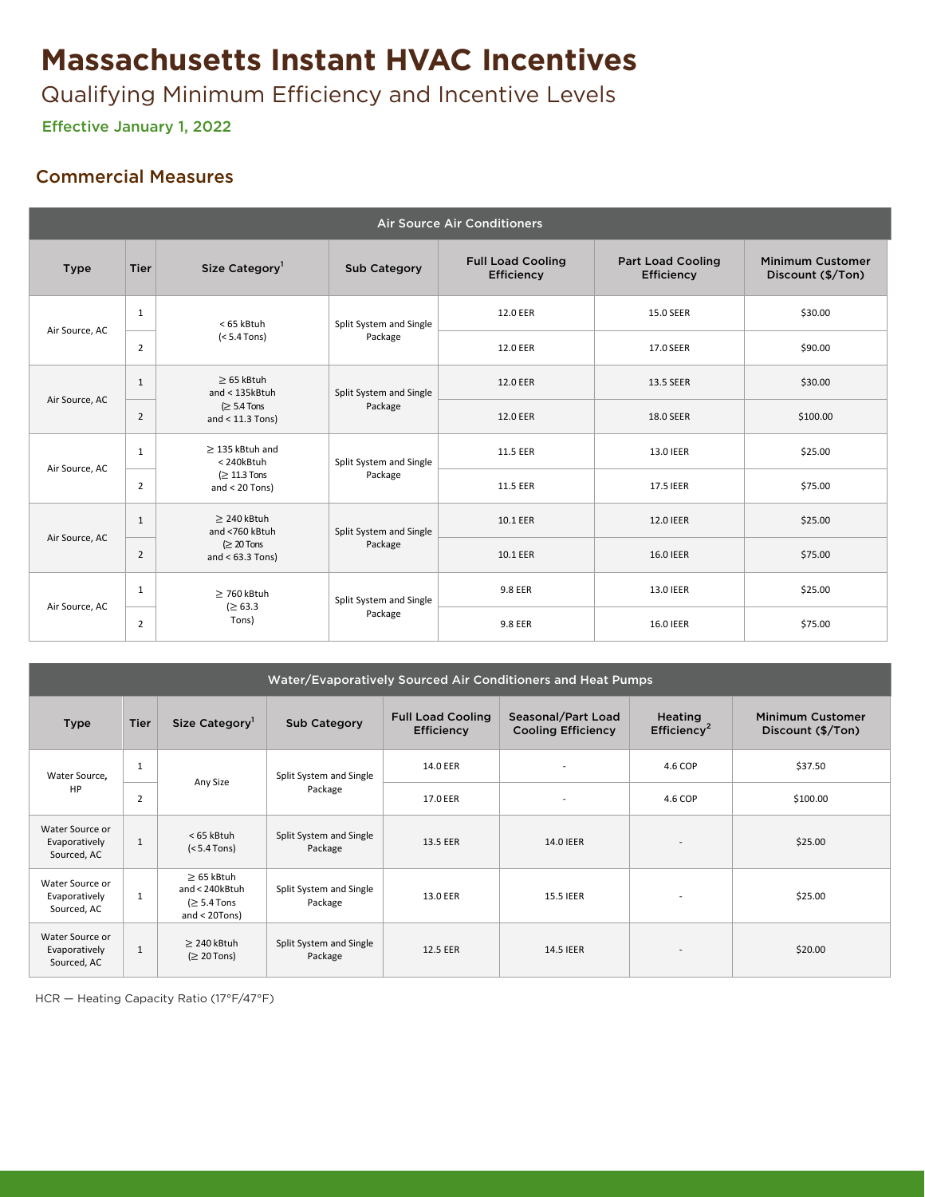# Massachusetts Instant HVAC Incentives

## Qualifying Minimum Efficiency and Incentive Levels

**Effective January 1, 2022**

## Commercial Measures

| Air Source Air Conditioners | | | | | | |
|---|---|---|---|---|---|---|
| Type | Tier | Size Category[1] | Sub Category | Full Load Cooling Efficiency | Part Load Cooling Efficiency | Minimum Customer Discount ($/Ton) |
| Air Source, AC | 1 | < 65 kBtuh (< 5.4 Tons) | Split System and Single Package | 12.0 EER | 15.0 SEER | $30.00 |
| | 2 | | | 12.0 EER | 17.0 SEER | $90.00 |
| Air Source, AC | 1 | ≥ 65 kBtuh and < 135kBtuh (≥ 5.4 Tons and < 11.3 Tons) | Split System and Single Package | 12.0 EER | 13.5 SEER | $30.00 |
| | 2 | | | 12.0 EER | 18.0 SEER | $100.00 |
| Air Source, AC | 1 | ≥ 135 kBtuh and < 240kBtuh (≥ 11.3 Tons and < 20 Tons) | Split System and Single Package | 11.5 EER | 13.0 IEER | $25.00 |
| | 2 | | | 11.5 EER | 17.5 IEER | $75.00 |
| Air Source, AC | 1 | ≥ 240 kBtuh and <760 kBtuh (≥ 20 Tons and < 63.3 Tons) | Split System and Single Package | 10.1 EER | 12.0 IEER | $25.00 |
| | 2 | | | 10.1 EER | 16.0 IEER | $75.00 |
| Air Source, AC | 1 | ≥ 760 kBtuh (≥ 63.3 Tons) | Split System and Single Package | 9.8 EER | 13.0 IEER | $25.00 |
| | 2 | | | 9.8 EER | 16.0 IEER | $75.00 |

| Water/Evaporatively Sourced Air Conditioners and Heat Pumps | | | | | | | |
|---|---|---|---|---|---|---|---|
| Type | Tier | Size Category[1] | Sub Category | Full Load Cooling Efficiency | Seasonal/Part Load Cooling Efficiency | Heating Efficiency[2] | Minimum Customer Discount ($/Ton) |
| Water Source, HP | 1 | Any Size | Split System and Single Package | 14.0 EER | - | 4.6 COP | $37.50 |
| | 2 | | | 17.0 EER | - | 4.6 COP | $100.00 |
| Water Source or Evaporatively Sourced, AC | 1 | < 65 kBtuh (< 5.4 Tons) | Split System and Single Package | 13.5 EER | 14.0 IEER | - | $25.00 |
| Water Source or Evaporatively Sourced, AC | 1 | ≥ 65 kBtuh and < 240kBtuh (≥ 5.4 Tons and < 20Tons) | Split System and Single Package | 13.0 EER | 15.5 IEER | - | $25.00 |
| Water Source or Evaporatively Sourced, AC | 1 | ≥ 240 kBtuh (≥ 20 Tons) | Split System and Single Package | 12.5 EER | 14.5 IEER | - | $20.00 |

HCR — Heating Capacity Ratio (17°F/47°F)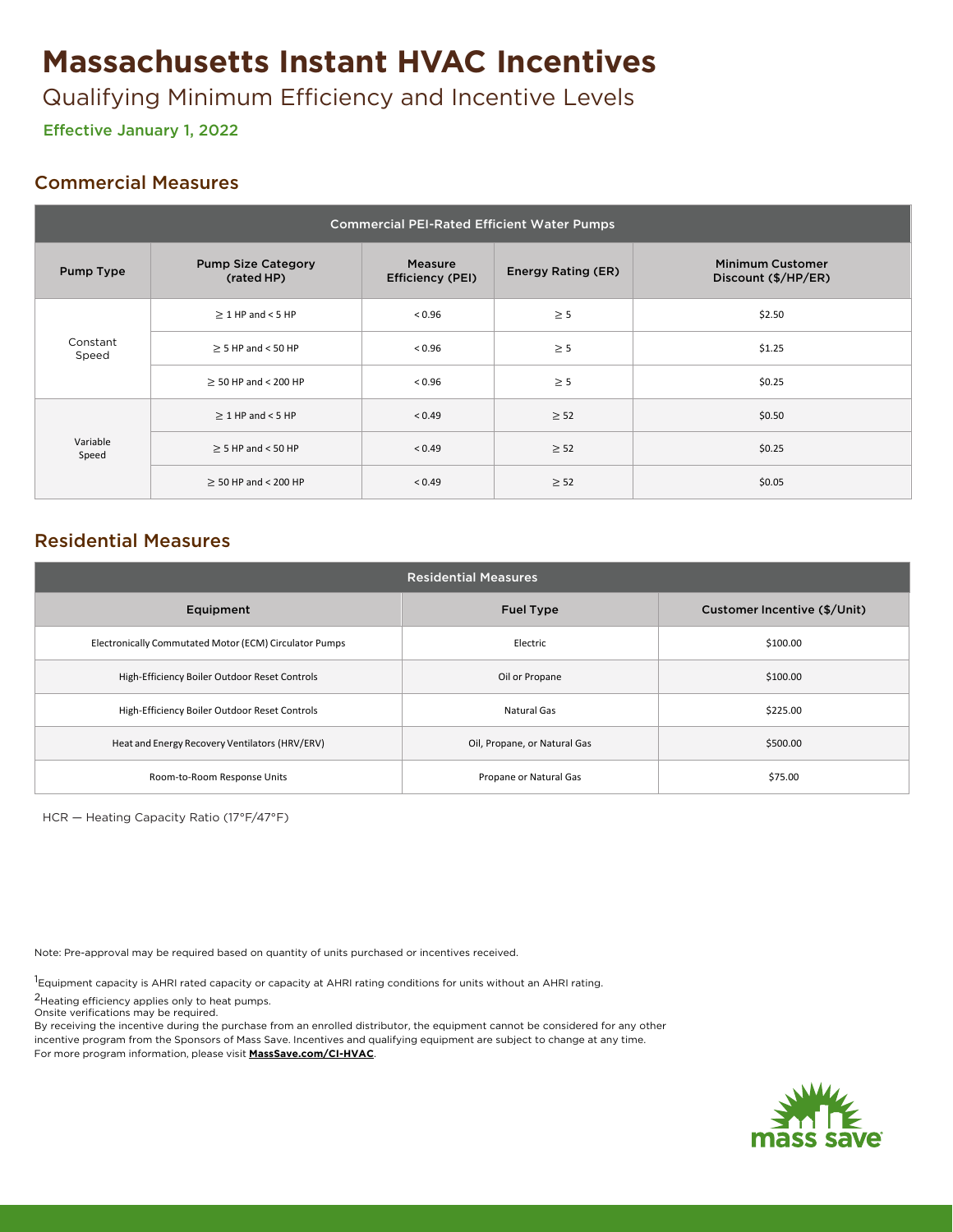# Massachusetts Instant HVAC Incentives

Qualifying Minimum Efficiency and Incentive Levels

Effective January 1, 2022

## Commercial Measures

| Commercial PEI-Rated Efficient Water Pumps | | | | |
|---|---|---|---|---|
| **Pump Type** | **Pump Size Category (rated HP)** | **Measure Efficiency (PEI)** | **Energy Rating (ER)** | **Minimum Customer Discount ($/HP/ER)** |
| Constant Speed | ≥ 1 HP and < 5 HP | < 0.96 | ≥ 5 | $2.50 |
| | ≥ 5 HP and < 50 HP | < 0.96 | ≥ 5 | $1.25 |
| | ≥ 50 HP and < 200 HP | < 0.96 | ≥ 5 | $0.25 |
| Variable Speed | ≥ 1 HP and < 5 HP | < 0.49 | ≥ 52 | $0.50 |
| | ≥ 5 HP and < 50 HP | < 0.49 | ≥ 52 | $0.25 |
| | ≥ 50 HP and < 200 HP | < 0.49 | ≥ 52 | $0.05 |

## Residential Measures

| Residential Measures | | |
|---|---|---|
| **Equipment** | **Fuel Type** | **Customer Incentive ($/Unit)** |
| Electronically Commutated Motor (ECM) Circulator Pumps | Electric | $100.00 |
| High-Efficiency Boiler Outdoor Reset Controls | Oil or Propane | $100.00 |
| High-Efficiency Boiler Outdoor Reset Controls | Natural Gas | $225.00 |
| Heat and Energy Recovery Ventilators (HRV/ERV) | Oil, Propane, or Natural Gas | $500.00 |
| Room-to-Room Response Units | Propane or Natural Gas | $75.00 |

HCR — Heating Capacity Ratio (17°F/47°F)

Note: Pre-approval may be required based on quantity of units purchased or incentives received.

[1]Equipment capacity is AHRI rated capacity or capacity at AHRI rating conditions for units without an AHRI rating.

[2]Heating efficiency applies only to heat pumps.

Onsite verifications may be required.

By receiving the incentive during the purchase from an enrolled distributor, the equipment cannot be considered for any other incentive program from the Sponsors of Mass Save. Incentives and qualifying equipment are subject to change at any time.

For more program information, please visit **MassSave.com/CI-HVAC**.